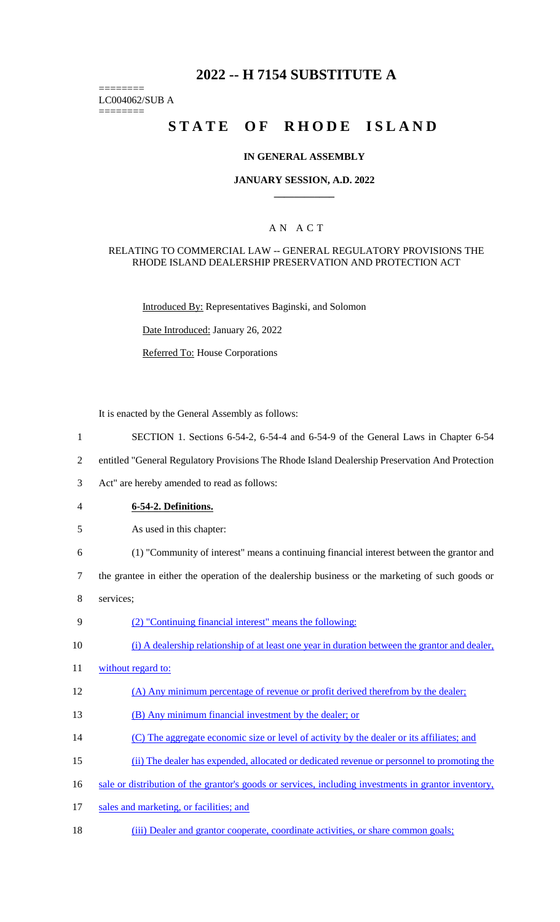# 2022 -- H 7154 SUBSTITUTE A

========
LC004062/SUB A
========

# STATE OF RHODE ISLAND

## IN GENERAL ASSEMBLY

### JANUARY SESSION, A.D. 2022

---

## A N A C T

### RELATING TO COMMERCIAL LAW -- GENERAL REGULATORY PROVISIONS THE RHODE ISLAND DEALERSHIP PRESERVATION AND PROTECTION ACT

Introduced By: Representatives Baginski, and Solomon

Date Introduced: January 26, 2022

Referred To: House Corporations

It is enacted by the General Assembly as follows:

1 SECTION 1. Sections 6-54-2, 6-54-4 and 6-54-9 of the General Laws in Chapter 6-54
2 entitled "General Regulatory Provisions The Rhode Island Dealership Preservation And Protection
3 Act" are hereby amended to read as follows:

4 **6-54-2. Definitions.**

5 As used in this chapter:

6 (1) "Community of interest" means a continuing financial interest between the grantor and
7 the grantee in either the operation of the dealership business or the marketing of such goods or
8 services;

9 (2) "Continuing financial interest" means the following:

10 (i) A dealership relationship of at least one year in duration between the grantor and dealer,
11 without regard to:

12 (A) Any minimum percentage of revenue or profit derived therefrom by the dealer;

13 (B) Any minimum financial investment by the dealer; or

14 (C) The aggregate economic size or level of activity by the dealer or its affiliates; and

15 (ii) The dealer has expended, allocated or dedicated revenue or personnel to promoting the
16 sale or distribution of the grantor's goods or services, including investments in grantor inventory,
17 sales and marketing, or facilities; and

18 (iii) Dealer and grantor cooperate, coordinate activities, or share common goals;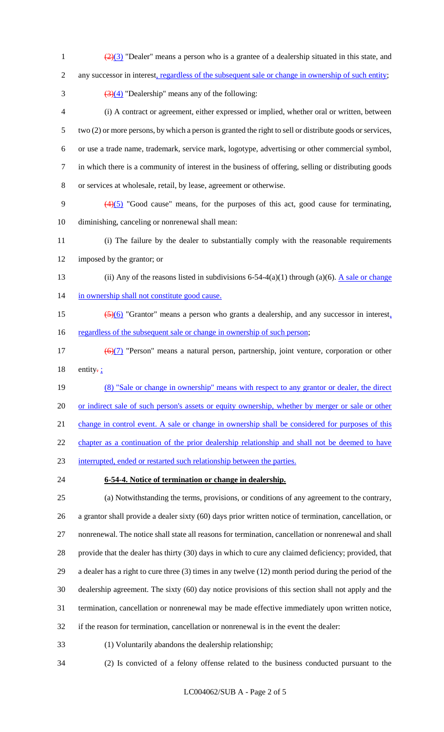~~(2)~~(3) "Dealer" means a person who is a grantee of a dealership situated in this state, and any successor in interest, regardless of the subsequent sale or change in ownership of such entity;

~~(3)~~(4) "Dealership" means any of the following:

(i) A contract or agreement, either expressed or implied, whether oral or written, between two (2) or more persons, by which a person is granted the right to sell or distribute goods or services, or use a trade name, trademark, service mark, logotype, advertising or other commercial symbol, in which there is a community of interest in the business of offering, selling or distributing goods or services at wholesale, retail, by lease, agreement or otherwise.

~~(4)~~(5) "Good cause" means, for the purposes of this act, good cause for terminating, diminishing, canceling or nonrenewal shall mean:

(i) The failure by the dealer to substantially comply with the reasonable requirements imposed by the grantor; or

(ii) Any of the reasons listed in subdivisions 6-54-4(a)(1) through (a)(6). A sale or change in ownership shall not constitute good cause.

~~(5)~~(6) "Grantor" means a person who grants a dealership, and any successor in interest, regardless of the subsequent sale or change in ownership of such person;

~~(6)~~(7) "Person" means a natural person, partnership, joint venture, corporation or other entity~~.~~ ;

(8) "Sale or change in ownership" means with respect to any grantor or dealer, the direct or indirect sale of such person's assets or equity ownership, whether by merger or sale or other change in control event. A sale or change in ownership shall be considered for purposes of this chapter as a continuation of the prior dealership relationship and shall not be deemed to have interrupted, ended or restarted such relationship between the parties.

**6-54-4. Notice of termination or change in dealership.**

(a) Notwithstanding the terms, provisions, or conditions of any agreement to the contrary, a grantor shall provide a dealer sixty (60) days prior written notice of termination, cancellation, or nonrenewal. The notice shall state all reasons for termination, cancellation or nonrenewal and shall provide that the dealer has thirty (30) days in which to cure any claimed deficiency; provided, that a dealer has a right to cure three (3) times in any twelve (12) month period during the period of the dealership agreement. The sixty (60) day notice provisions of this section shall not apply and the termination, cancellation or nonrenewal may be made effective immediately upon written notice, if the reason for termination, cancellation or nonrenewal is in the event the dealer:

(1) Voluntarily abandons the dealership relationship;

(2) Is convicted of a felony offense related to the business conducted pursuant to the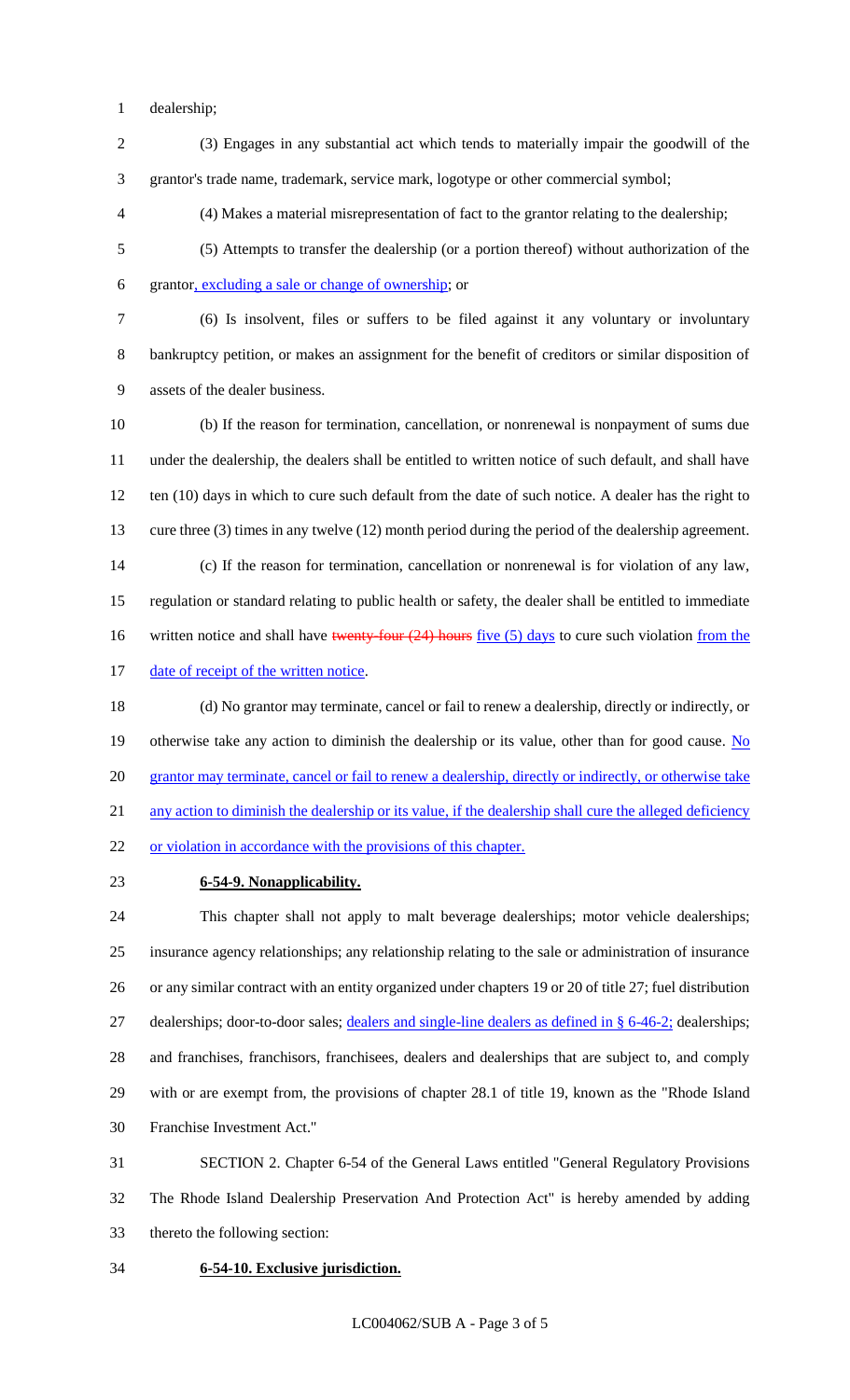dealership;

(3) Engages in any substantial act which tends to materially impair the goodwill of the grantor's trade name, trademark, service mark, logotype or other commercial symbol;

(4) Makes a material misrepresentation of fact to the grantor relating to the dealership;

(5) Attempts to transfer the dealership (or a portion thereof) without authorization of the grantor, excluding a sale or change of ownership; or

(6) Is insolvent, files or suffers to be filed against it any voluntary or involuntary bankruptcy petition, or makes an assignment for the benefit of creditors or similar disposition of assets of the dealer business.

(b) If the reason for termination, cancellation, or nonrenewal is nonpayment of sums due under the dealership, the dealers shall be entitled to written notice of such default, and shall have ten (10) days in which to cure such default from the date of such notice. A dealer has the right to cure three (3) times in any twelve (12) month period during the period of the dealership agreement.

(c) If the reason for termination, cancellation or nonrenewal is for violation of any law, regulation or standard relating to public health or safety, the dealer shall be entitled to immediate written notice and shall have ~~twenty-four (24) hours~~ five (5) days to cure such violation from the date of receipt of the written notice.

(d) No grantor may terminate, cancel or fail to renew a dealership, directly or indirectly, or otherwise take any action to diminish the dealership or its value, other than for good cause. No grantor may terminate, cancel or fail to renew a dealership, directly or indirectly, or otherwise take any action to diminish the dealership or its value, if the dealership shall cure the alleged deficiency or violation in accordance with the provisions of this chapter.

**6-54-9. Nonapplicability.**

This chapter shall not apply to malt beverage dealerships; motor vehicle dealerships; insurance agency relationships; any relationship relating to the sale or administration of insurance or any similar contract with an entity organized under chapters 19 or 20 of title 27; fuel distribution dealerships; door-to-door sales; dealers and single-line dealers as defined in § 6-46-2; dealerships; and franchises, franchisors, franchisees, dealers and dealerships that are subject to, and comply with or are exempt from, the provisions of chapter 28.1 of title 19, known as the "Rhode Island Franchise Investment Act."

SECTION 2. Chapter 6-54 of the General Laws entitled "General Regulatory Provisions The Rhode Island Dealership Preservation And Protection Act" is hereby amended by adding thereto the following section:

**6-54-10. Exclusive jurisdiction.**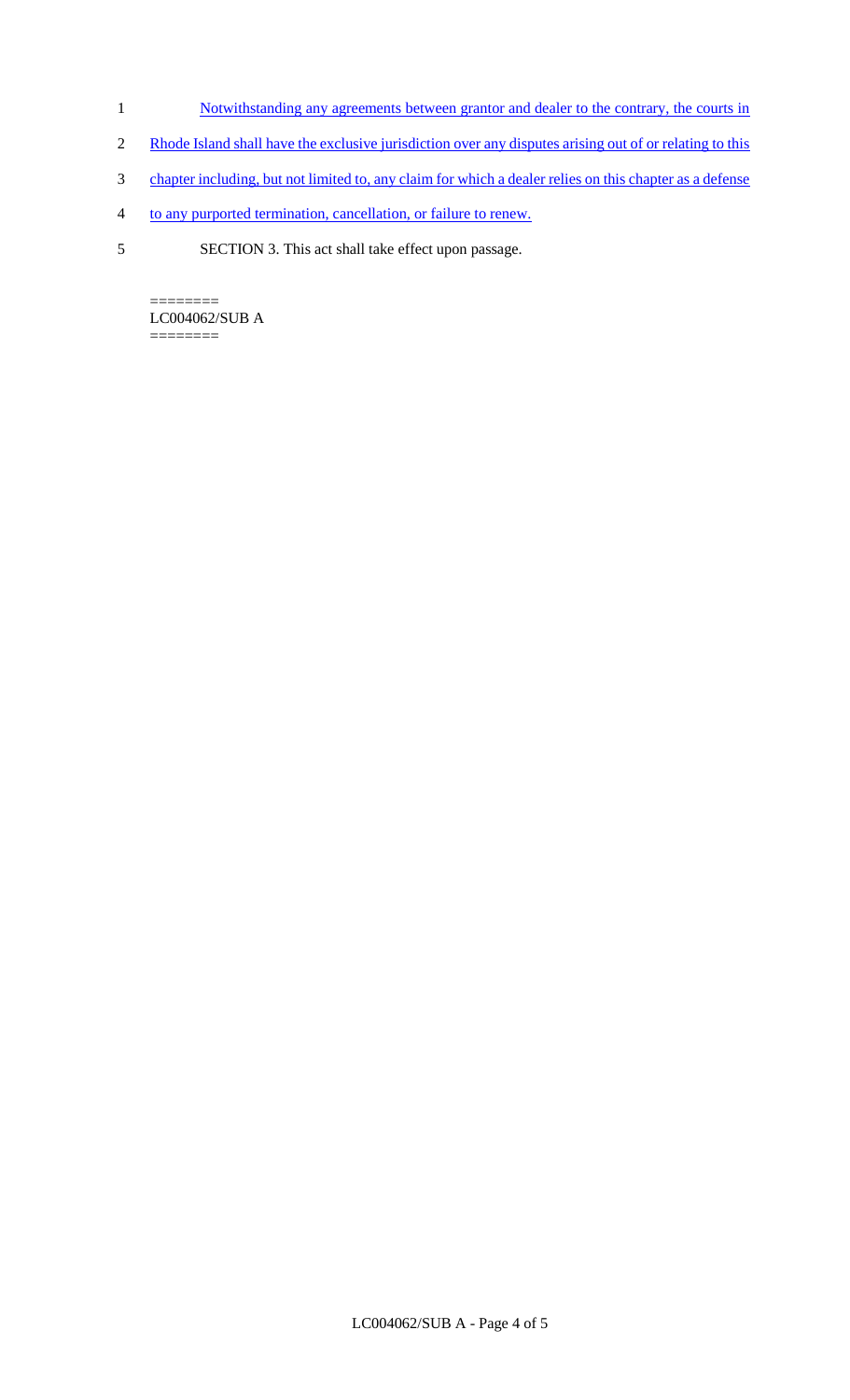Notwithstanding any agreements between grantor and dealer to the contrary, the courts in Rhode Island shall have the exclusive jurisdiction over any disputes arising out of or relating to this chapter including, but not limited to, any claim for which a dealer relies on this chapter as a defense to any purported termination, cancellation, or failure to renew.

SECTION 3. This act shall take effect upon passage.

========
LC004062/SUB A
========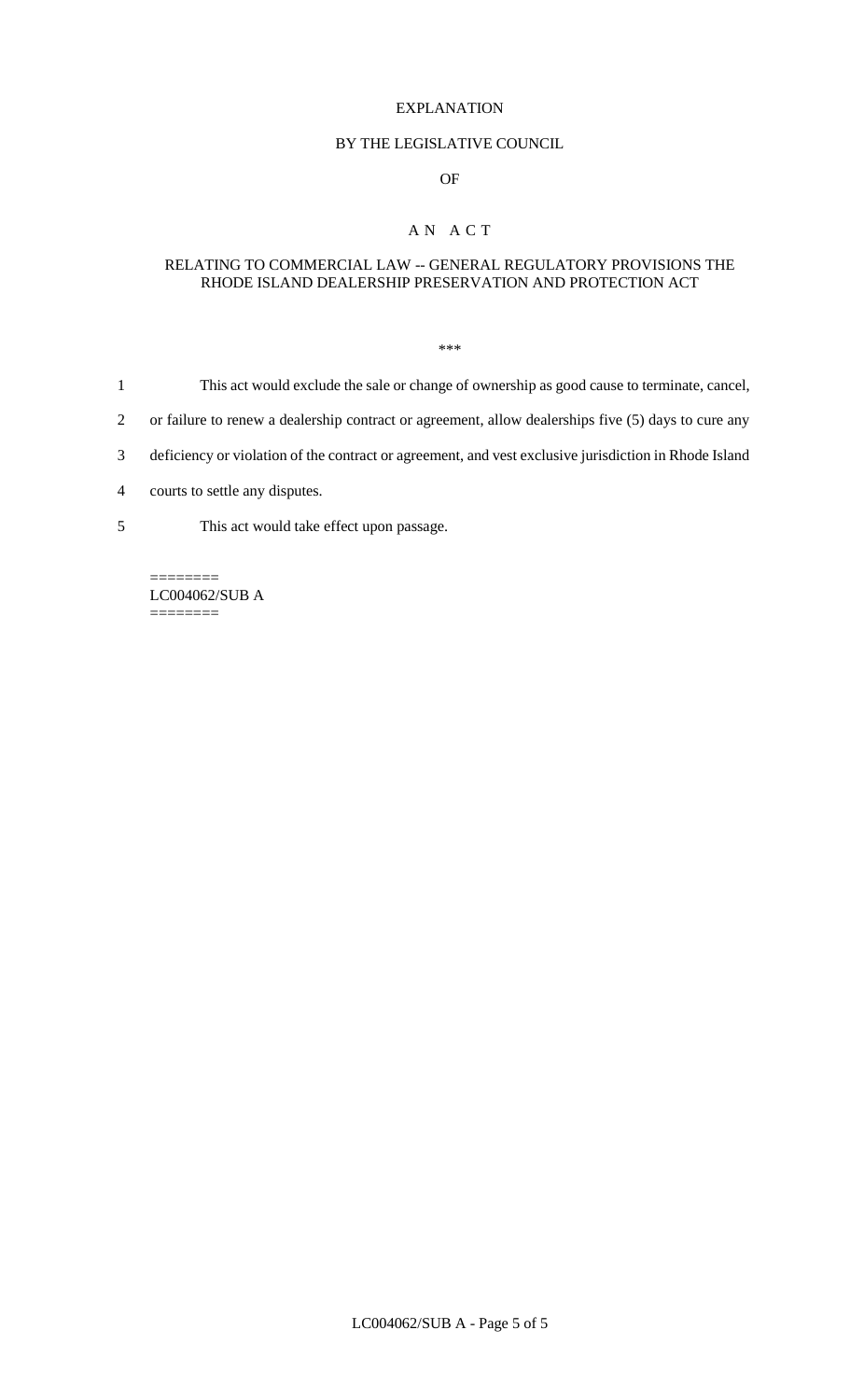EXPLANATION

BY THE LEGISLATIVE COUNCIL

OF

A N A C T

RELATING TO COMMERCIAL LAW -- GENERAL REGULATORY PROVISIONS THE RHODE ISLAND DEALERSHIP PRESERVATION AND PROTECTION ACT

\*\*\*

1 This act would exclude the sale or change of ownership as good cause to terminate, cancel,
2 or failure to renew a dealership contract or agreement, allow dealerships five (5) days to cure any
3 deficiency or violation of the contract or agreement, and vest exclusive jurisdiction in Rhode Island
4 courts to settle any disputes.
5 This act would take effect upon passage.

========
LC004062/SUB A
========